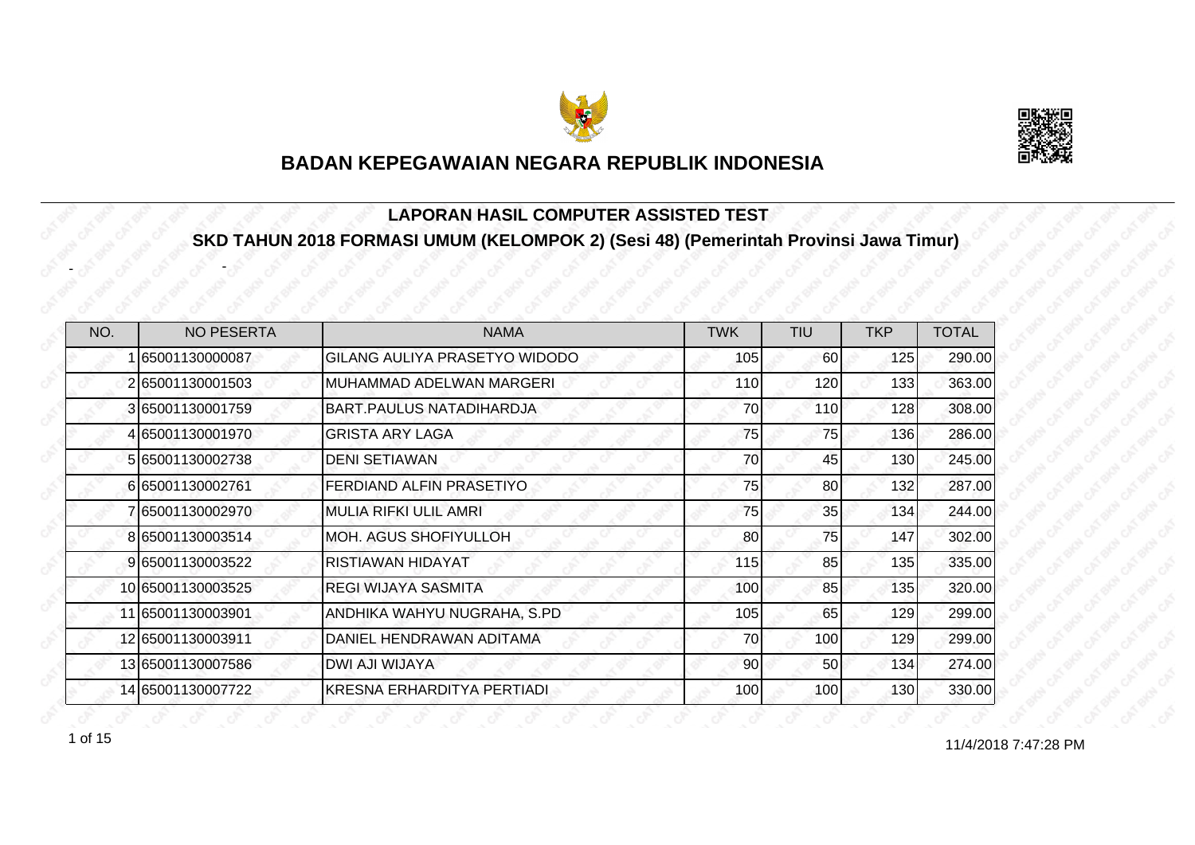# BADAN KEPEGAWAIAN NEGARA REPUBLIK INDONESIA

## LAPORAN HASIL COMPUTER ASSISTED TEST

## SKD TAHUN 2018 FORMASI UMUM (KELOMPOK 2) (Sesi 48) (Pemerintah Provinsi Jawa Timur)

| NO. | NO PESERTA | NAMA | TWK | TIU | TKP | TOTAL |
|---|---|---|---|---|---|---|
| 1 | 65001130000087 | GILANG AULIYA PRASETYO WIDODO | 105 | 60 | 125 | 290.00 |
| 2 | 65001130001503 | MUHAMMAD ADELWAN MARGERI | 110 | 120 | 133 | 363.00 |
| 3 | 65001130001759 | BART.PAULUS NATADIHARDJA | 70 | 110 | 128 | 308.00 |
| 4 | 65001130001970 | GRISTA ARY LAGA | 75 | 75 | 136 | 286.00 |
| 5 | 65001130002738 | DENI SETIAWAN | 70 | 45 | 130 | 245.00 |
| 6 | 65001130002761 | FERDIAND ALFIN PRASETIYO | 75 | 80 | 132 | 287.00 |
| 7 | 65001130002970 | MULIA RIFKI ULIL AMRI | 75 | 35 | 134 | 244.00 |
| 8 | 65001130003514 | MOH. AGUS SHOFIYULLOH | 80 | 75 | 147 | 302.00 |
| 9 | 65001130003522 | RISTIAWAN HIDAYAT | 115 | 85 | 135 | 335.00 |
| 10 | 65001130003525 | REGI WIJAYA SASMITA | 100 | 85 | 135 | 320.00 |
| 11 | 65001130003901 | ANDHIKA WAHYU NUGRAHA, S.PD | 105 | 65 | 129 | 299.00 |
| 12 | 65001130003911 | DANIEL HENDRAWAN ADITAMA | 70 | 100 | 129 | 299.00 |
| 13 | 65001130007586 | DWI AJI WIJAYA | 90 | 50 | 134 | 274.00 |
| 14 | 65001130007722 | KRESNA ERHARDITYA PERTIADI | 100 | 100 | 130 | 330.00 |

11/4/2018 7:47:28 PM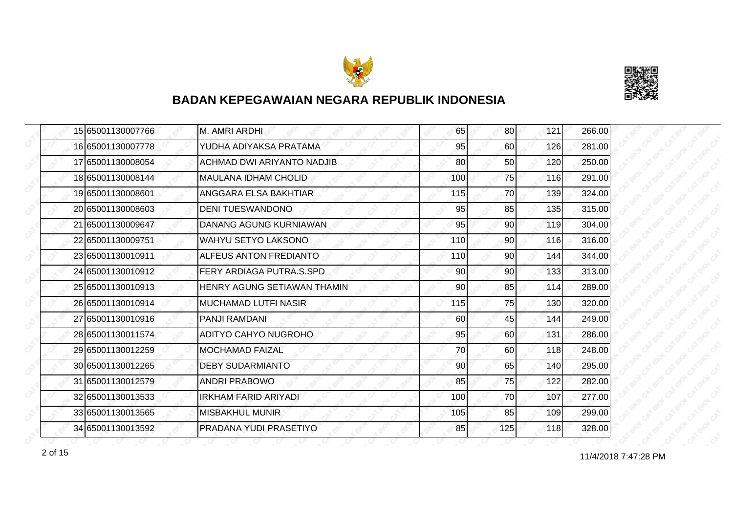## BADAN KEPEGAWAIAN NEGARA REPUBLIK INDONESIA

| | | | | | | |
|---|---|---|---|---|---|---|
| 15 | 65001130007766 | M. AMRI ARDHI | 65 | 80 | 121 | 266.00 |
| 16 | 65001130007778 | YUDHA ADIYAKSA PRATAMA | 95 | 60 | 126 | 281.00 |
| 17 | 65001130008054 | ACHMAD DWI ARIYANTO NADJIB | 80 | 50 | 120 | 250.00 |
| 18 | 65001130008144 | MAULANA IDHAM CHOLID | 100 | 75 | 116 | 291.00 |
| 19 | 65001130008601 | ANGGARA ELSA BAKHTIAR | 115 | 70 | 139 | 324.00 |
| 20 | 65001130008603 | DENI TUESWANDONO | 95 | 85 | 135 | 315.00 |
| 21 | 65001130009647 | DANANG AGUNG KURNIAWAN | 95 | 90 | 119 | 304.00 |
| 22 | 65001130009751 | WAHYU SETYO LAKSONO | 110 | 90 | 116 | 316.00 |
| 23 | 65001130010911 | ALFEUS ANTON FREDIANTO | 110 | 90 | 144 | 344.00 |
| 24 | 65001130010912 | FERY ARDIAGA PUTRA.S.SPD | 90 | 90 | 133 | 313.00 |
| 25 | 65001130010913 | HENRY AGUNG SETIAWAN THAMIN | 90 | 85 | 114 | 289.00 |
| 26 | 65001130010914 | MUCHAMAD LUTFI NASIR | 115 | 75 | 130 | 320.00 |
| 27 | 65001130010916 | PANJI RAMDANI | 60 | 45 | 144 | 249.00 |
| 28 | 65001130011574 | ADITYO CAHYO NUGROHO | 95 | 60 | 131 | 286.00 |
| 29 | 65001130012259 | MOCHAMAD FAIZAL | 70 | 60 | 118 | 248.00 |
| 30 | 65001130012265 | DEBY SUDARMIANTO | 90 | 65 | 140 | 295.00 |
| 31 | 65001130012579 | ANDRI PRABOWO | 85 | 75 | 122 | 282.00 |
| 32 | 65001130013533 | IRKHAM FARID ARIYADI | 100 | 70 | 107 | 277.00 |
| 33 | 65001130013565 | MISBAKHUL MUNIR | 105 | 85 | 109 | 299.00 |
| 34 | 65001130013592 | PRADANA YUDI PRASETIYO | 85 | 125 | 118 | 328.00 |

11/4/2018 7:47:28 PM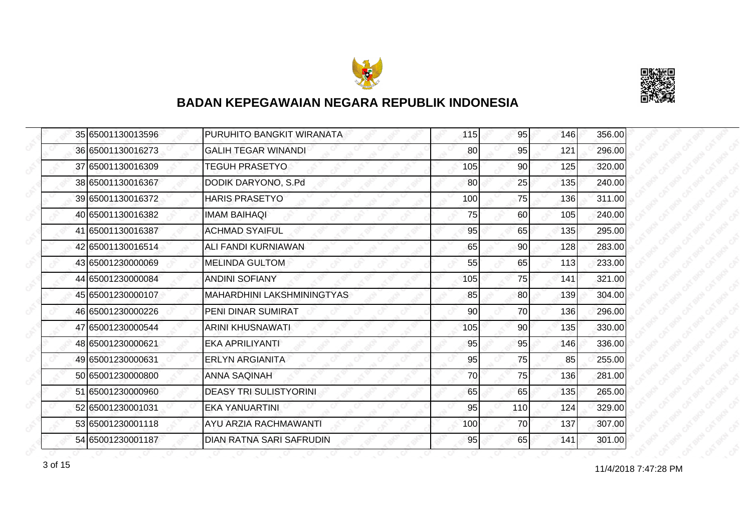## BADAN KEPEGAWAIAN NEGARA REPUBLIK INDONESIA

| | | | | | | |
|---|---|---|---|---|---|---|
| 35 | 65001130013596 | PURUHITO BANGKIT WIRANATA | 115 | 95 | 146 | 356.00 |
| 36 | 65001130016273 | GALIH TEGAR WINANDI | 80 | 95 | 121 | 296.00 |
| 37 | 65001130016309 | TEGUH PRASETYO | 105 | 90 | 125 | 320.00 |
| 38 | 65001130016367 | DODIK DARYONO, S.Pd | 80 | 25 | 135 | 240.00 |
| 39 | 65001130016372 | HARIS PRASETYO | 100 | 75 | 136 | 311.00 |
| 40 | 65001130016382 | IMAM BAIHAQI | 75 | 60 | 105 | 240.00 |
| 41 | 65001130016387 | ACHMAD SYAIFUL | 95 | 65 | 135 | 295.00 |
| 42 | 65001130016514 | ALI FANDI KURNIAWAN | 65 | 90 | 128 | 283.00 |
| 43 | 65001230000069 | MELINDA GULTOM | 55 | 65 | 113 | 233.00 |
| 44 | 65001230000084 | ANDINI SOFIANY | 105 | 75 | 141 | 321.00 |
| 45 | 65001230000107 | MAHARDHINI LAKSHMININGTYAS | 85 | 80 | 139 | 304.00 |
| 46 | 65001230000226 | PENI DINAR SUMIRAT | 90 | 70 | 136 | 296.00 |
| 47 | 65001230000544 | ARINI KHUSNAWATI | 105 | 90 | 135 | 330.00 |
| 48 | 65001230000621 | EKA APRILIYANTI | 95 | 95 | 146 | 336.00 |
| 49 | 65001230000631 | ERLYN ARGIANITA | 95 | 75 | 85 | 255.00 |
| 50 | 65001230000800 | ANNA SAQINAH | 70 | 75 | 136 | 281.00 |
| 51 | 65001230000960 | DEASY TRI SULISTYORINI | 65 | 65 | 135 | 265.00 |
| 52 | 65001230001031 | EKA YANUARTINI | 95 | 110 | 124 | 329.00 |
| 53 | 65001230001118 | AYU ARZIA RACHMAWANTI | 100 | 70 | 137 | 307.00 |
| 54 | 65001230001187 | DIAN RATNA SARI SAFRUDIN | 95 | 65 | 141 | 301.00 |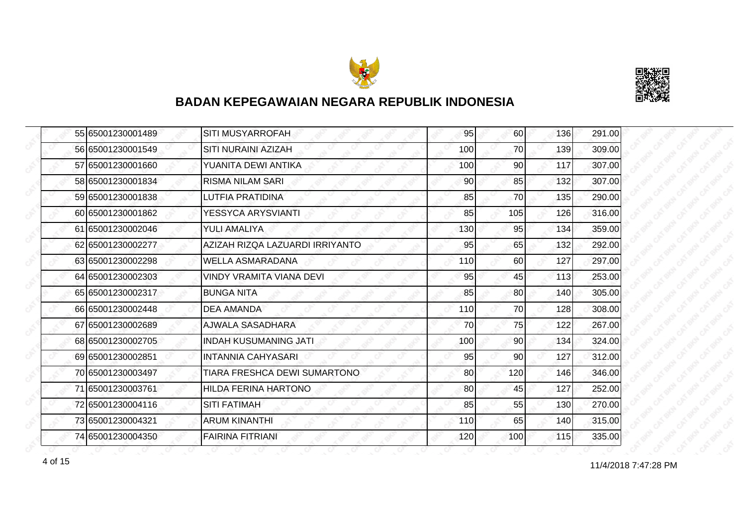## BADAN KEPEGAWAIAN NEGARA REPUBLIK INDONESIA

| | | | | | | |
|---|---|---|---|---|---|---|
| 55 | 65001230001489 | SITI MUSYARROFAH | 95 | 60 | 136 | 291.00 |
| 56 | 65001230001549 | SITI NURAINI AZIZAH | 100 | 70 | 139 | 309.00 |
| 57 | 65001230001660 | YUANITA DEWI ANTIKA | 100 | 90 | 117 | 307.00 |
| 58 | 65001230001834 | RISMA NILAM SARI | 90 | 85 | 132 | 307.00 |
| 59 | 65001230001838 | LUTFIA PRATIDINA | 85 | 70 | 135 | 290.00 |
| 60 | 65001230001862 | YESSYCA ARYSVIANTI | 85 | 105 | 126 | 316.00 |
| 61 | 65001230002046 | YULI AMALIYA | 130 | 95 | 134 | 359.00 |
| 62 | 65001230002277 | AZIZAH RIZQA LAZUARDI IRRIYANTO | 95 | 65 | 132 | 292.00 |
| 63 | 65001230002298 | WELLA ASMARADANA | 110 | 60 | 127 | 297.00 |
| 64 | 65001230002303 | VINDY VRAMITA VIANA DEVI | 95 | 45 | 113 | 253.00 |
| 65 | 65001230002317 | BUNGA NITA | 85 | 80 | 140 | 305.00 |
| 66 | 65001230002448 | DEA AMANDA | 110 | 70 | 128 | 308.00 |
| 67 | 65001230002689 | AJWALA SASADHARA | 70 | 75 | 122 | 267.00 |
| 68 | 65001230002705 | INDAH KUSUMANING JATI | 100 | 90 | 134 | 324.00 |
| 69 | 65001230002851 | INTANNIA CAHYASARI | 95 | 90 | 127 | 312.00 |
| 70 | 65001230003497 | TIARA FRESHCA DEWI SUMARTONO | 80 | 120 | 146 | 346.00 |
| 71 | 65001230003761 | HILDA FERINA HARTONO | 80 | 45 | 127 | 252.00 |
| 72 | 65001230004116 | SITI FATIMAH | 85 | 55 | 130 | 270.00 |
| 73 | 65001230004321 | ARUM KINANTHI | 110 | 65 | 140 | 315.00 |
| 74 | 65001230004350 | FAIRINA FITRIANI | 120 | 100 | 115 | 335.00 |

11/4/2018 7:47:28 PM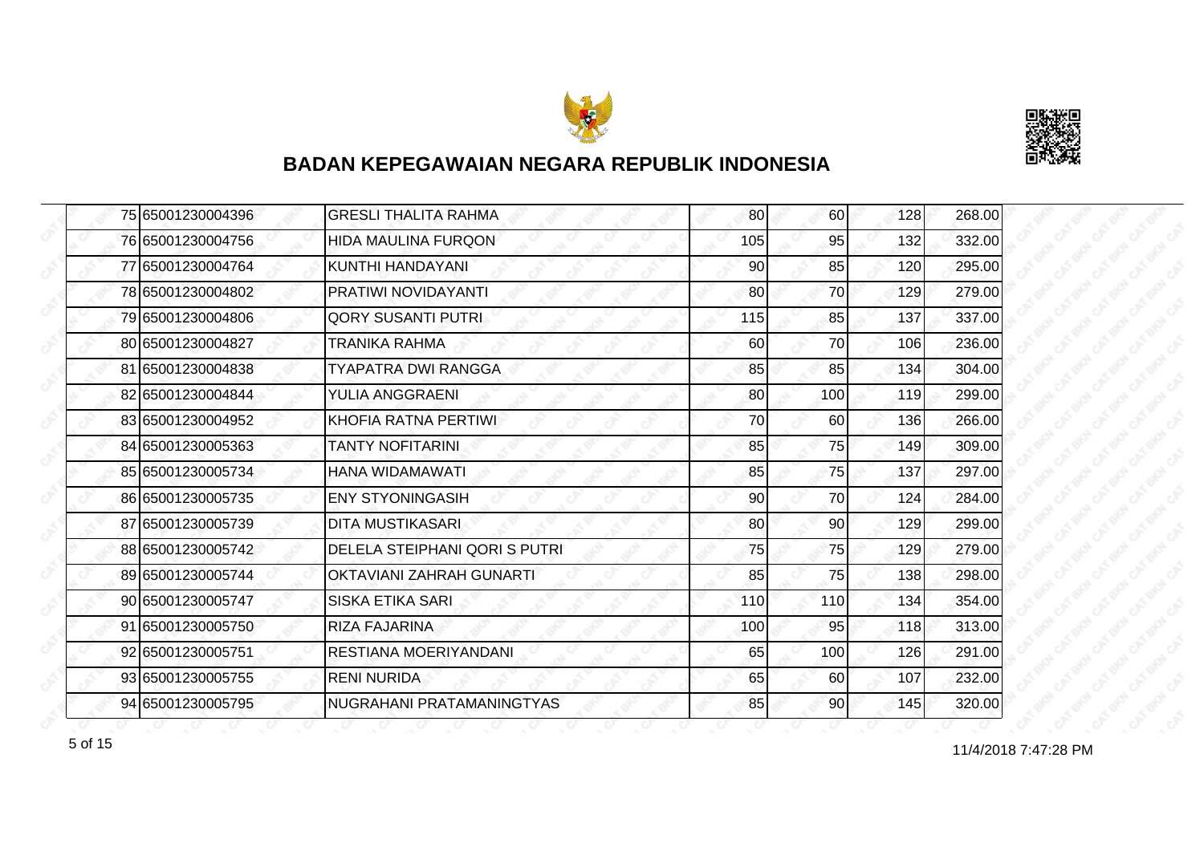# BADAN KEPEGAWAIAN NEGARA REPUBLIK INDONESIA

| | | | | | | |
|---|---|---|---|---|---|---|
| 75 | 65001230004396 | GRESLI THALITA RAHMA | 80 | 60 | 128 | 268.00 |
| 76 | 65001230004756 | HIDA MAULINA FURQON | 105 | 95 | 132 | 332.00 |
| 77 | 65001230004764 | KUNTHI HANDAYANI | 90 | 85 | 120 | 295.00 |
| 78 | 65001230004802 | PRATIWI NOVIDAYANTI | 80 | 70 | 129 | 279.00 |
| 79 | 65001230004806 | QORY SUSANTI PUTRI | 115 | 85 | 137 | 337.00 |
| 80 | 65001230004827 | TRANIKA RAHMA | 60 | 70 | 106 | 236.00 |
| 81 | 65001230004838 | TYAPATRA DWI RANGGA | 85 | 85 | 134 | 304.00 |
| 82 | 65001230004844 | YULIA ANGGRAENI | 80 | 100 | 119 | 299.00 |
| 83 | 65001230004952 | KHOFIA RATNA PERTIWI | 70 | 60 | 136 | 266.00 |
| 84 | 65001230005363 | TANTY NOFITARINI | 85 | 75 | 149 | 309.00 |
| 85 | 65001230005734 | HANA WIDAMAWATI | 85 | 75 | 137 | 297.00 |
| 86 | 65001230005735 | ENY STYONINGASIH | 90 | 70 | 124 | 284.00 |
| 87 | 65001230005739 | DITA MUSTIKASARI | 80 | 90 | 129 | 299.00 |
| 88 | 65001230005742 | DELELA STEIPHANI QORI S PUTRI | 75 | 75 | 129 | 279.00 |
| 89 | 65001230005744 | OKTAVIANI ZAHRAH GUNARTI | 85 | 75 | 138 | 298.00 |
| 90 | 65001230005747 | SISKA ETIKA SARI | 110 | 110 | 134 | 354.00 |
| 91 | 65001230005750 | RIZA FAJARINA | 100 | 95 | 118 | 313.00 |
| 92 | 65001230005751 | RESTIANA MOERIYANDANI | 65 | 100 | 126 | 291.00 |
| 93 | 65001230005755 | RENI NURIDA | 65 | 60 | 107 | 232.00 |
| 94 | 65001230005795 | NUGRAHANI PRATAMANINGTYAS | 85 | 90 | 145 | 320.00 |

11/4/2018 7:47:28 PM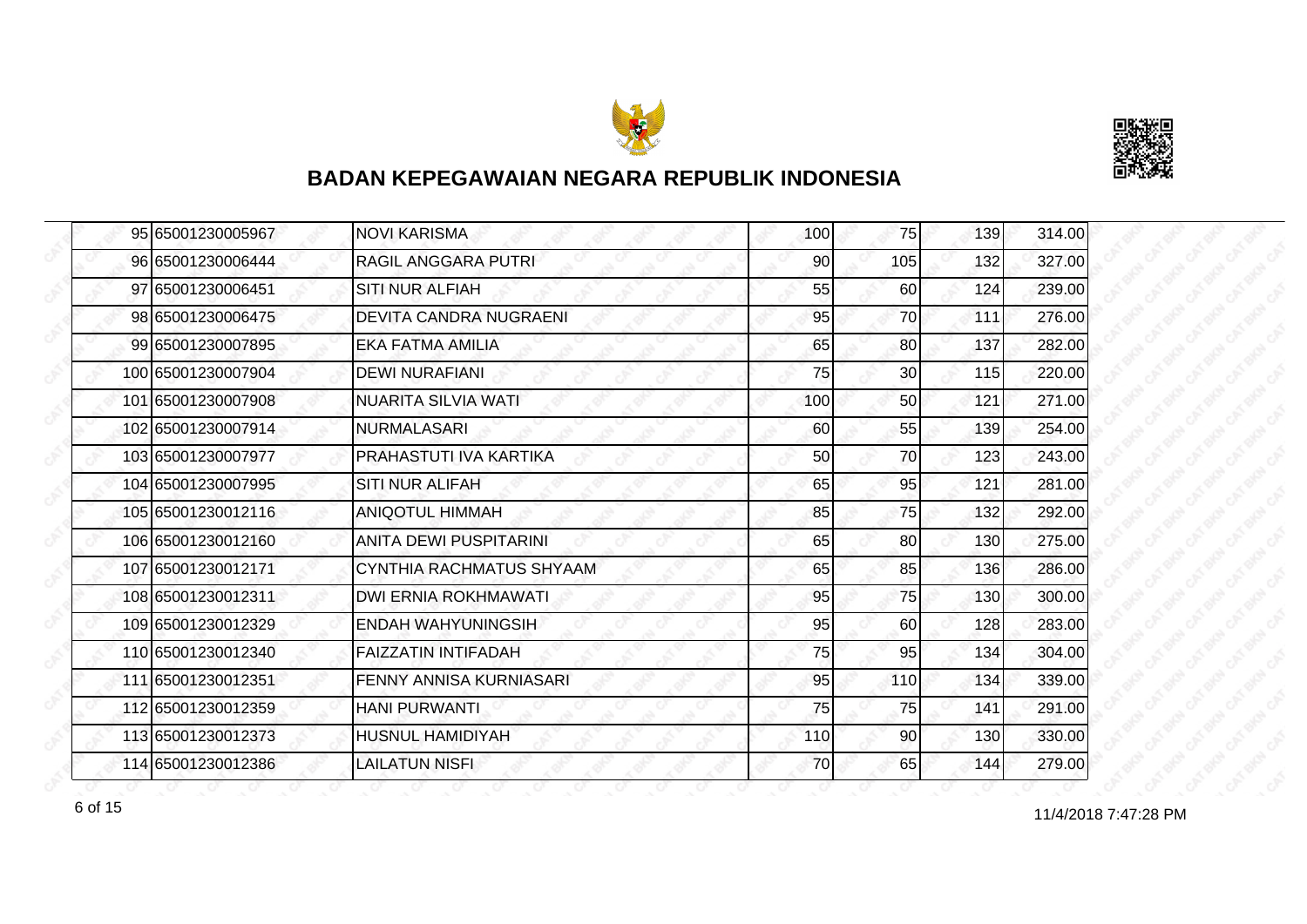# BADAN KEPEGAWAIAN NEGARA REPUBLIK INDONESIA

| | | | | | | |
|---|---|---|---|---|---|---|
| 95 | 65001230005967 | NOVI KARISMA | 100 | 75 | 139 | 314.00 |
| 96 | 65001230006444 | RAGIL ANGGARA PUTRI | 90 | 105 | 132 | 327.00 |
| 97 | 65001230006451 | SITI NUR ALFIAH | 55 | 60 | 124 | 239.00 |
| 98 | 65001230006475 | DEVITA CANDRA NUGRAENI | 95 | 70 | 111 | 276.00 |
| 99 | 65001230007895 | EKA FATMA AMILIA | 65 | 80 | 137 | 282.00 |
| 100 | 65001230007904 | DEWI NURAFIANI | 75 | 30 | 115 | 220.00 |
| 101 | 65001230007908 | NUARITA SILVIA WATI | 100 | 50 | 121 | 271.00 |
| 102 | 65001230007914 | NURMALASARI | 60 | 55 | 139 | 254.00 |
| 103 | 65001230007977 | PRAHASTUTI IVA KARTIKA | 50 | 70 | 123 | 243.00 |
| 104 | 65001230007995 | SITI NUR ALIFAH | 65 | 95 | 121 | 281.00 |
| 105 | 65001230012116 | ANIQOTUL HIMMAH | 85 | 75 | 132 | 292.00 |
| 106 | 65001230012160 | ANITA DEWI PUSPITARINI | 65 | 80 | 130 | 275.00 |
| 107 | 65001230012171 | CYNTHIA RACHMATUS SHYAAM | 65 | 85 | 136 | 286.00 |
| 108 | 65001230012311 | DWI ERNIA ROKHMAWATI | 95 | 75 | 130 | 300.00 |
| 109 | 65001230012329 | ENDAH WAHYUNINGSIH | 95 | 60 | 128 | 283.00 |
| 110 | 65001230012340 | FAIZZATIN INTIFADAH | 75 | 95 | 134 | 304.00 |
| 111 | 65001230012351 | FENNY ANNISA KURNIASARI | 95 | 110 | 134 | 339.00 |
| 112 | 65001230012359 | HANI PURWANTI | 75 | 75 | 141 | 291.00 |
| 113 | 65001230012373 | HUSNUL HAMIDIYAH | 110 | 90 | 130 | 330.00 |
| 114 | 65001230012386 | LAILATUN NISFI | 70 | 65 | 144 | 279.00 |

11/4/2018 7:47:28 PM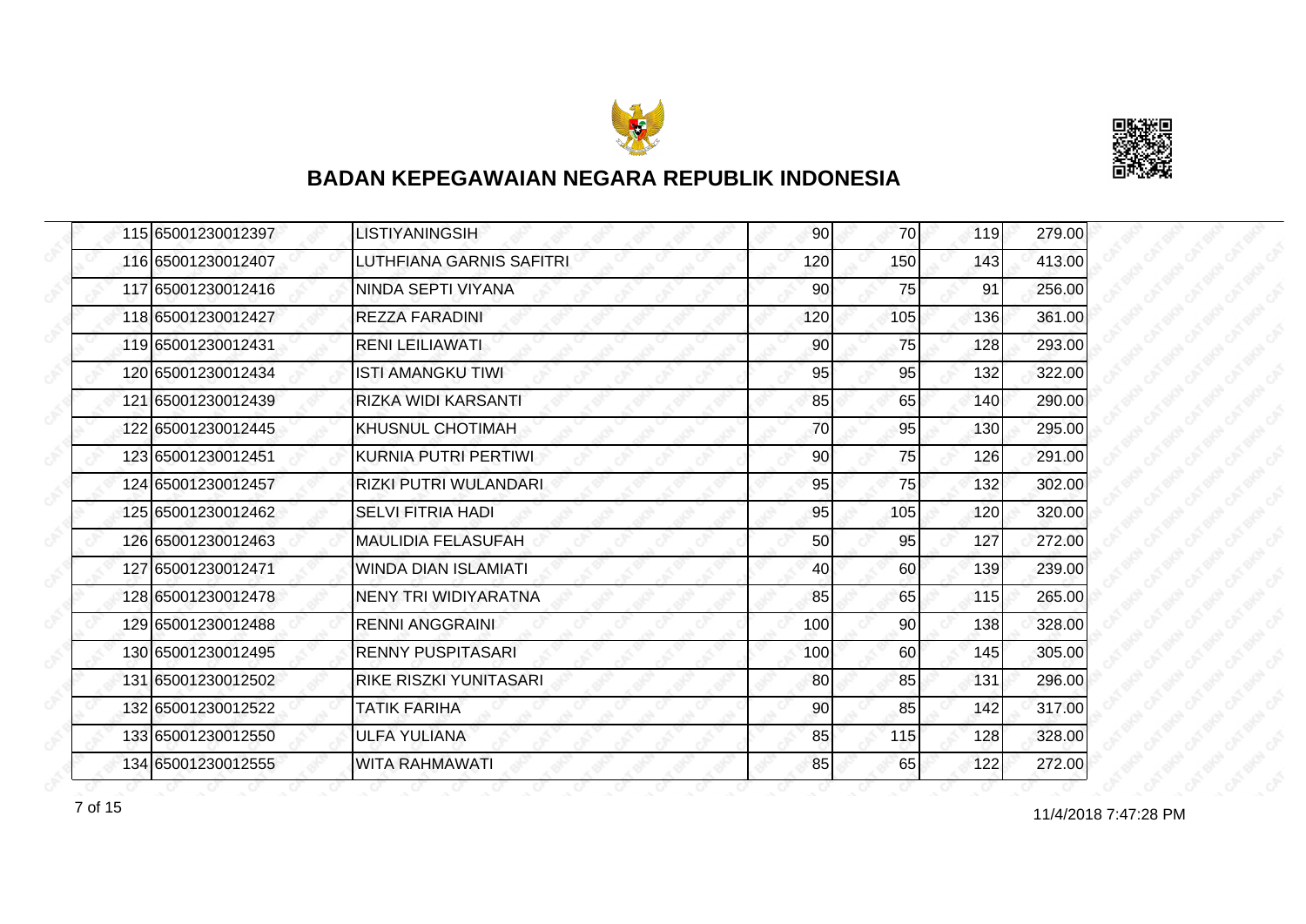# BADAN KEPEGAWAIAN NEGARA REPUBLIK INDONESIA

| | | | | | | |
|---|---|---|---|---|---|---|
| 115 | 65001230012397 | LISTIYANINGSIH | 90 | 70 | 119 | 279.00 |
| 116 | 65001230012407 | LUTHFIANA GARNIS SAFITRI | 120 | 150 | 143 | 413.00 |
| 117 | 65001230012416 | NINDA SEPTI VIYANA | 90 | 75 | 91 | 256.00 |
| 118 | 65001230012427 | REZZA FARADINI | 120 | 105 | 136 | 361.00 |
| 119 | 65001230012431 | RENI LEILIAWATI | 90 | 75 | 128 | 293.00 |
| 120 | 65001230012434 | ISTI AMANGKU TIWI | 95 | 95 | 132 | 322.00 |
| 121 | 65001230012439 | RIZKA WIDI KARSANTI | 85 | 65 | 140 | 290.00 |
| 122 | 65001230012445 | KHUSNUL CHOTIMAH | 70 | 95 | 130 | 295.00 |
| 123 | 65001230012451 | KURNIA PUTRI PERTIWI | 90 | 75 | 126 | 291.00 |
| 124 | 65001230012457 | RIZKI PUTRI WULANDARI | 95 | 75 | 132 | 302.00 |
| 125 | 65001230012462 | SELVI FITRIA HADI | 95 | 105 | 120 | 320.00 |
| 126 | 65001230012463 | MAULIDIA FELASUFAH | 50 | 95 | 127 | 272.00 |
| 127 | 65001230012471 | WINDA DIAN ISLAMIATI | 40 | 60 | 139 | 239.00 |
| 128 | 65001230012478 | NENY TRI WIDIYARATNA | 85 | 65 | 115 | 265.00 |
| 129 | 65001230012488 | RENNI ANGGRAINI | 100 | 90 | 138 | 328.00 |
| 130 | 65001230012495 | RENNY PUSPITASARI | 100 | 60 | 145 | 305.00 |
| 131 | 65001230012502 | RIKE RISZKI YUNITASARI | 80 | 85 | 131 | 296.00 |
| 132 | 65001230012522 | TATIK FARIHA | 90 | 85 | 142 | 317.00 |
| 133 | 65001230012550 | ULFA YULIANA | 85 | 115 | 128 | 328.00 |
| 134 | 65001230012555 | WITA RAHMAWATI | 85 | 65 | 122 | 272.00 |

11/4/2018 7:47:28 PM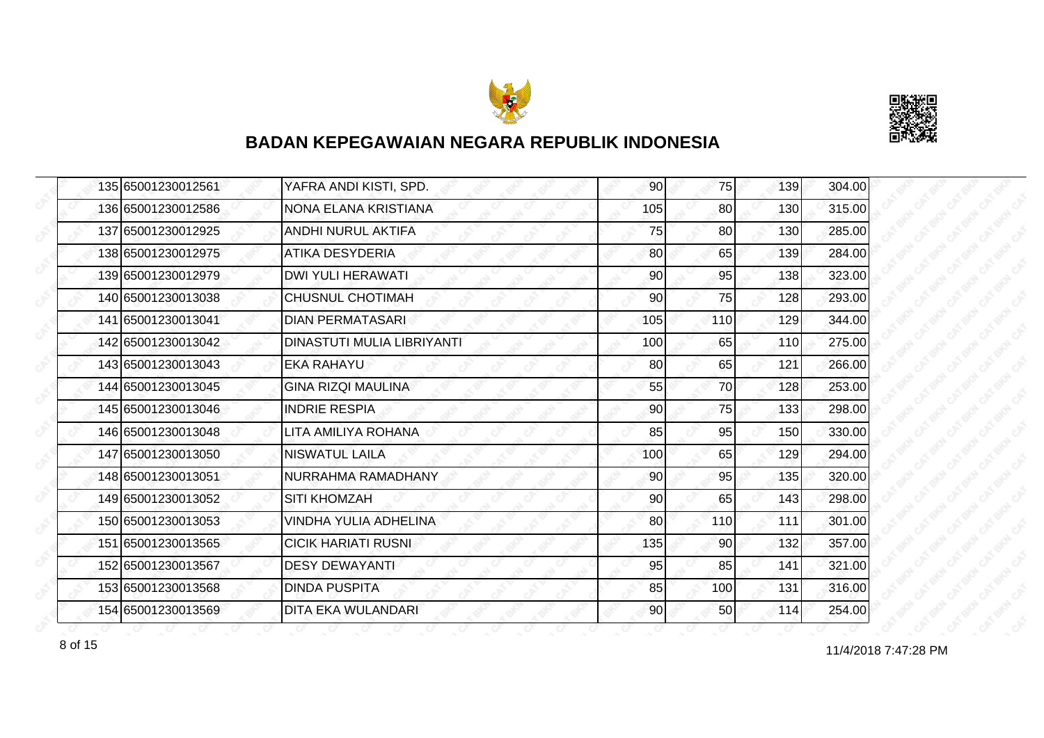# BADAN KEPEGAWAIAN NEGARA REPUBLIK INDONESIA

| | | | | | | |
|---|---|---|---|---|---|---|
| 135 | 65001230012561 | YAFRA ANDI KISTI, SPD. | 90 | 75 | 139 | 304.00 |
| 136 | 65001230012586 | NONA ELANA KRISTIANA | 105 | 80 | 130 | 315.00 |
| 137 | 65001230012925 | ANDHI NURUL AKTIFA | 75 | 80 | 130 | 285.00 |
| 138 | 65001230012975 | ATIKA DESYDERIA | 80 | 65 | 139 | 284.00 |
| 139 | 65001230012979 | DWI YULI HERAWATI | 90 | 95 | 138 | 323.00 |
| 140 | 65001230013038 | CHUSNUL CHOTIMAH | 90 | 75 | 128 | 293.00 |
| 141 | 65001230013041 | DIAN PERMATASARI | 105 | 110 | 129 | 344.00 |
| 142 | 65001230013042 | DINASTUTI MULIA LIBRIYANTI | 100 | 65 | 110 | 275.00 |
| 143 | 65001230013043 | EKA RAHAYU | 80 | 65 | 121 | 266.00 |
| 144 | 65001230013045 | GINA RIZQI MAULINA | 55 | 70 | 128 | 253.00 |
| 145 | 65001230013046 | INDRIE RESPIA | 90 | 75 | 133 | 298.00 |
| 146 | 65001230013048 | LITA AMILIYA ROHANA | 85 | 95 | 150 | 330.00 |
| 147 | 65001230013050 | NISWATUL LAILA | 100 | 65 | 129 | 294.00 |
| 148 | 65001230013051 | NURRAHMA RAMADHANY | 90 | 95 | 135 | 320.00 |
| 149 | 65001230013052 | SITI KHOMZAH | 90 | 65 | 143 | 298.00 |
| 150 | 65001230013053 | VINDHA YULIA ADHELINA | 80 | 110 | 111 | 301.00 |
| 151 | 65001230013565 | CICIK HARIATI RUSNI | 135 | 90 | 132 | 357.00 |
| 152 | 65001230013567 | DESY DEWAYANTI | 95 | 85 | 141 | 321.00 |
| 153 | 65001230013568 | DINDA PUSPITA | 85 | 100 | 131 | 316.00 |
| 154 | 65001230013569 | DITA EKA WULANDARI | 90 | 50 | 114 | 254.00 |

11/4/2018 7:47:28 PM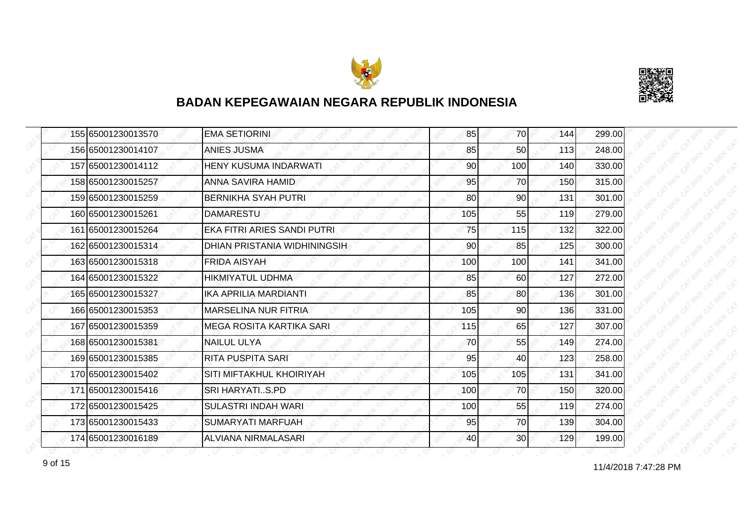# BADAN KEPEGAWAIAN NEGARA REPUBLIK INDONESIA

| | | | | | | |
|---|---|---|---|---|---|---|
| 155 | 65001230013570 | EMA SETIORINI | 85 | 70 | 144 | 299.00 |
| 156 | 65001230014107 | ANIES JUSMA | 85 | 50 | 113 | 248.00 |
| 157 | 65001230014112 | HENY KUSUMA INDARWATI | 90 | 100 | 140 | 330.00 |
| 158 | 65001230015257 | ANNA SAVIRA HAMID | 95 | 70 | 150 | 315.00 |
| 159 | 65001230015259 | BERNIKHA SYAH PUTRI | 80 | 90 | 131 | 301.00 |
| 160 | 65001230015261 | DAMARESTU | 105 | 55 | 119 | 279.00 |
| 161 | 65001230015264 | EKA FITRI ARIES SANDI PUTRI | 75 | 115 | 132 | 322.00 |
| 162 | 65001230015314 | DHIAN PRISTANIA WIDHININGSIH | 90 | 85 | 125 | 300.00 |
| 163 | 65001230015318 | FRIDA AISYAH | 100 | 100 | 141 | 341.00 |
| 164 | 65001230015322 | HIKMIYATUL UDHMA | 85 | 60 | 127 | 272.00 |
| 165 | 65001230015327 | IKA APRILIA MARDIANTI | 85 | 80 | 136 | 301.00 |
| 166 | 65001230015353 | MARSELINA NUR FITRIA | 105 | 90 | 136 | 331.00 |
| 167 | 65001230015359 | MEGA ROSITA KARTIKA SARI | 115 | 65 | 127 | 307.00 |
| 168 | 65001230015381 | NAILUL ULYA | 70 | 55 | 149 | 274.00 |
| 169 | 65001230015385 | RITA PUSPITA SARI | 95 | 40 | 123 | 258.00 |
| 170 | 65001230015402 | SITI MIFTAKHUL KHOIRIYAH | 105 | 105 | 131 | 341.00 |
| 171 | 65001230015416 | SRI HARYATI..S.PD | 100 | 70 | 150 | 320.00 |
| 172 | 65001230015425 | SULASTRI INDAH WARI | 100 | 55 | 119 | 274.00 |
| 173 | 65001230015433 | SUMARYATI MARFUAH | 95 | 70 | 139 | 304.00 |
| 174 | 65001230016189 | ALVIANA NIRMALASARI | 40 | 30 | 129 | 199.00 |

11/4/2018 7:47:28 PM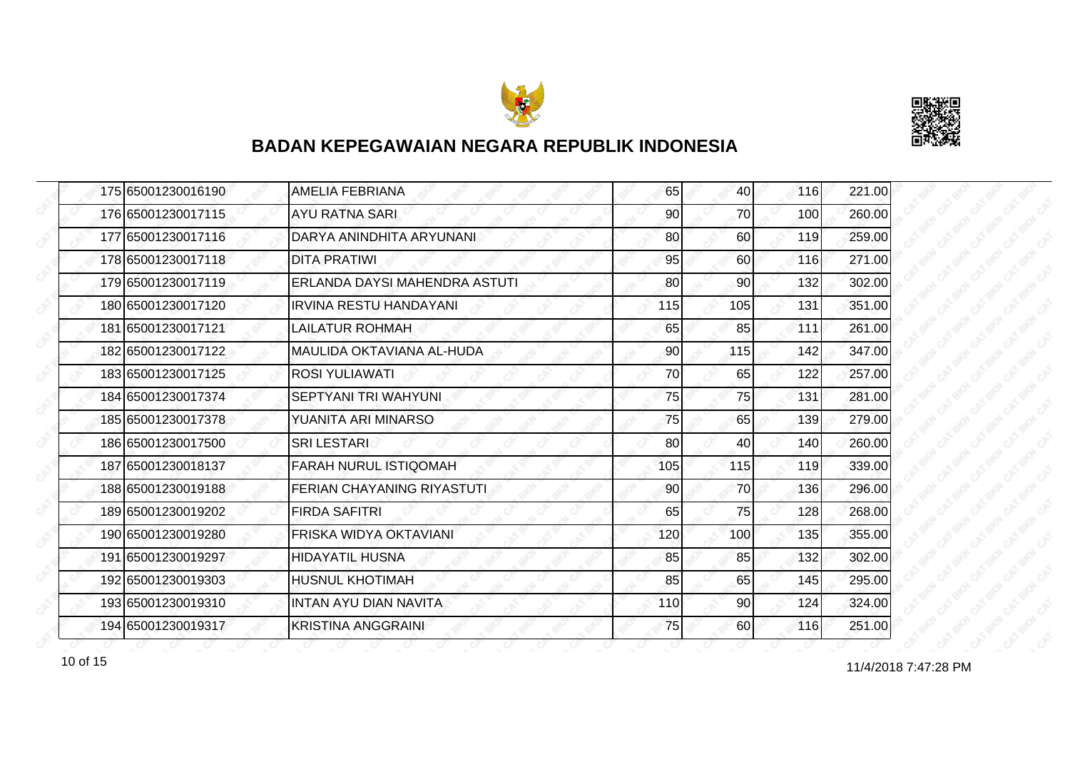# BADAN KEPEGAWAIAN NEGARA REPUBLIK INDONESIA

| | | | | | | |
|---|---|---|---|---|---|---|
| 175 | 65001230016190 | AMELIA FEBRIANA | 65 | 40 | 116 | 221.00 |
| 176 | 65001230017115 | AYU RATNA SARI | 90 | 70 | 100 | 260.00 |
| 177 | 65001230017116 | DARYA ANINDHITA ARYUNANI | 80 | 60 | 119 | 259.00 |
| 178 | 65001230017118 | DITA PRATIWI | 95 | 60 | 116 | 271.00 |
| 179 | 65001230017119 | ERLANDA DAYSI MAHENDRA ASTUTI | 80 | 90 | 132 | 302.00 |
| 180 | 65001230017120 | IRVINA RESTU HANDAYANI | 115 | 105 | 131 | 351.00 |
| 181 | 65001230017121 | LAILATUR ROHMAH | 65 | 85 | 111 | 261.00 |
| 182 | 65001230017122 | MAULIDA OKTAVIANA AL-HUDA | 90 | 115 | 142 | 347.00 |
| 183 | 65001230017125 | ROSI YULIAWATI | 70 | 65 | 122 | 257.00 |
| 184 | 65001230017374 | SEPTYANI TRI WAHYUNI | 75 | 75 | 131 | 281.00 |
| 185 | 65001230017378 | YUANITA ARI MINARSO | 75 | 65 | 139 | 279.00 |
| 186 | 65001230017500 | SRI LESTARI | 80 | 40 | 140 | 260.00 |
| 187 | 65001230018137 | FARAH NURUL ISTIQOMAH | 105 | 115 | 119 | 339.00 |
| 188 | 65001230019188 | FERIAN CHAYANING RIYASTUTI | 90 | 70 | 136 | 296.00 |
| 189 | 65001230019202 | FIRDA SAFITRI | 65 | 75 | 128 | 268.00 |
| 190 | 65001230019280 | FRISKA WIDYA OKTAVIANI | 120 | 100 | 135 | 355.00 |
| 191 | 65001230019297 | HIDAYATIL HUSNA | 85 | 85 | 132 | 302.00 |
| 192 | 65001230019303 | HUSNUL KHOTIMAH | 85 | 65 | 145 | 295.00 |
| 193 | 65001230019310 | INTAN AYU DIAN NAVITA | 110 | 90 | 124 | 324.00 |
| 194 | 65001230019317 | KRISTINA ANGGRAINI | 75 | 60 | 116 | 251.00 |

11/4/2018 7:47:28 PM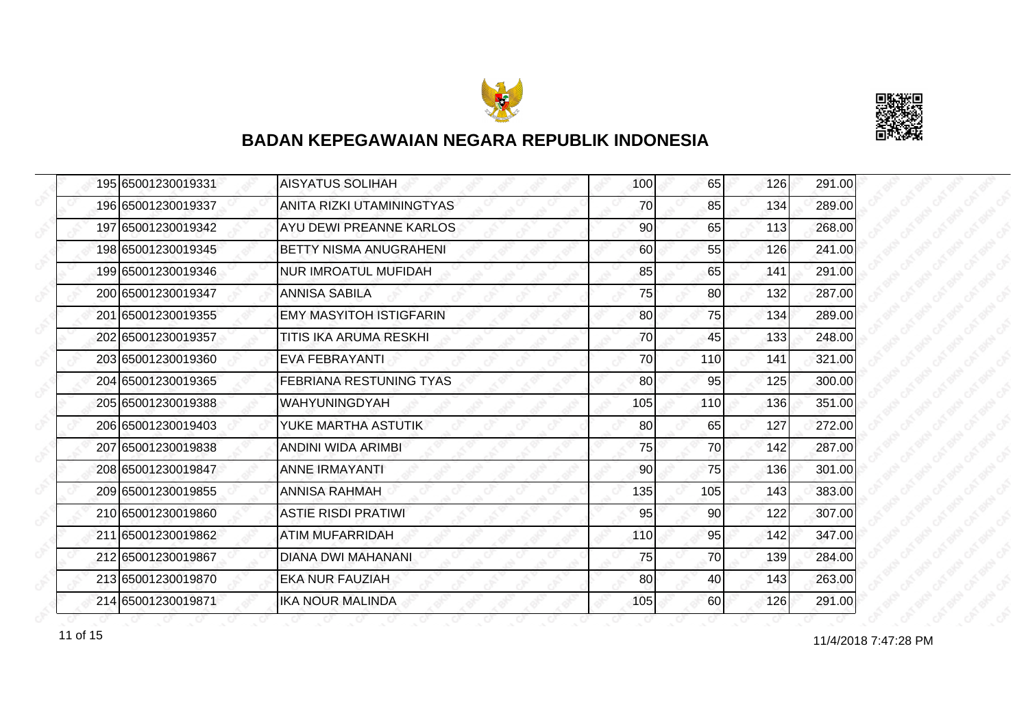# BADAN KEPEGAWAIAN NEGARA REPUBLIK INDONESIA

| | | | | | | |
|---|---|---|---|---|---|---|
| 195 | 65001230019331 | AISYATUS SOLIHAH | 100 | 65 | 126 | 291.00 |
| 196 | 65001230019337 | ANITA RIZKI UTAMININGTYAS | 70 | 85 | 134 | 289.00 |
| 197 | 65001230019342 | AYU DEWI PREANNE KARLOS | 90 | 65 | 113 | 268.00 |
| 198 | 65001230019345 | BETTY NISMA ANUGRAHENI | 60 | 55 | 126 | 241.00 |
| 199 | 65001230019346 | NUR IMROATUL MUFIDAH | 85 | 65 | 141 | 291.00 |
| 200 | 65001230019347 | ANNISA SABILA | 75 | 80 | 132 | 287.00 |
| 201 | 65001230019355 | EMY MASYITOH ISTIGFARIN | 80 | 75 | 134 | 289.00 |
| 202 | 65001230019357 | TITIS IKA ARUMA RESKHI | 70 | 45 | 133 | 248.00 |
| 203 | 65001230019360 | EVA FEBRAYANTI | 70 | 110 | 141 | 321.00 |
| 204 | 65001230019365 | FEBRIANA RESTUNING TYAS | 80 | 95 | 125 | 300.00 |
| 205 | 65001230019388 | WAHYUNINGDYAH | 105 | 110 | 136 | 351.00 |
| 206 | 65001230019403 | YUKE MARTHA ASTUTIK | 80 | 65 | 127 | 272.00 |
| 207 | 65001230019838 | ANDINI WIDA ARIMBI | 75 | 70 | 142 | 287.00 |
| 208 | 65001230019847 | ANNE IRMAYANTI | 90 | 75 | 136 | 301.00 |
| 209 | 65001230019855 | ANNISA RAHMAH | 135 | 105 | 143 | 383.00 |
| 210 | 65001230019860 | ASTIE RISDI PRATIWI | 95 | 90 | 122 | 307.00 |
| 211 | 65001230019862 | ATIM MUFARRIDAH | 110 | 95 | 142 | 347.00 |
| 212 | 65001230019867 | DIANA DWI MAHANANI | 75 | 70 | 139 | 284.00 |
| 213 | 65001230019870 | EKA NUR FAUZIAH | 80 | 40 | 143 | 263.00 |
| 214 | 65001230019871 | IKA NOUR MALINDA | 105 | 60 | 126 | 291.00 |

11/4/2018 7:47:28 PM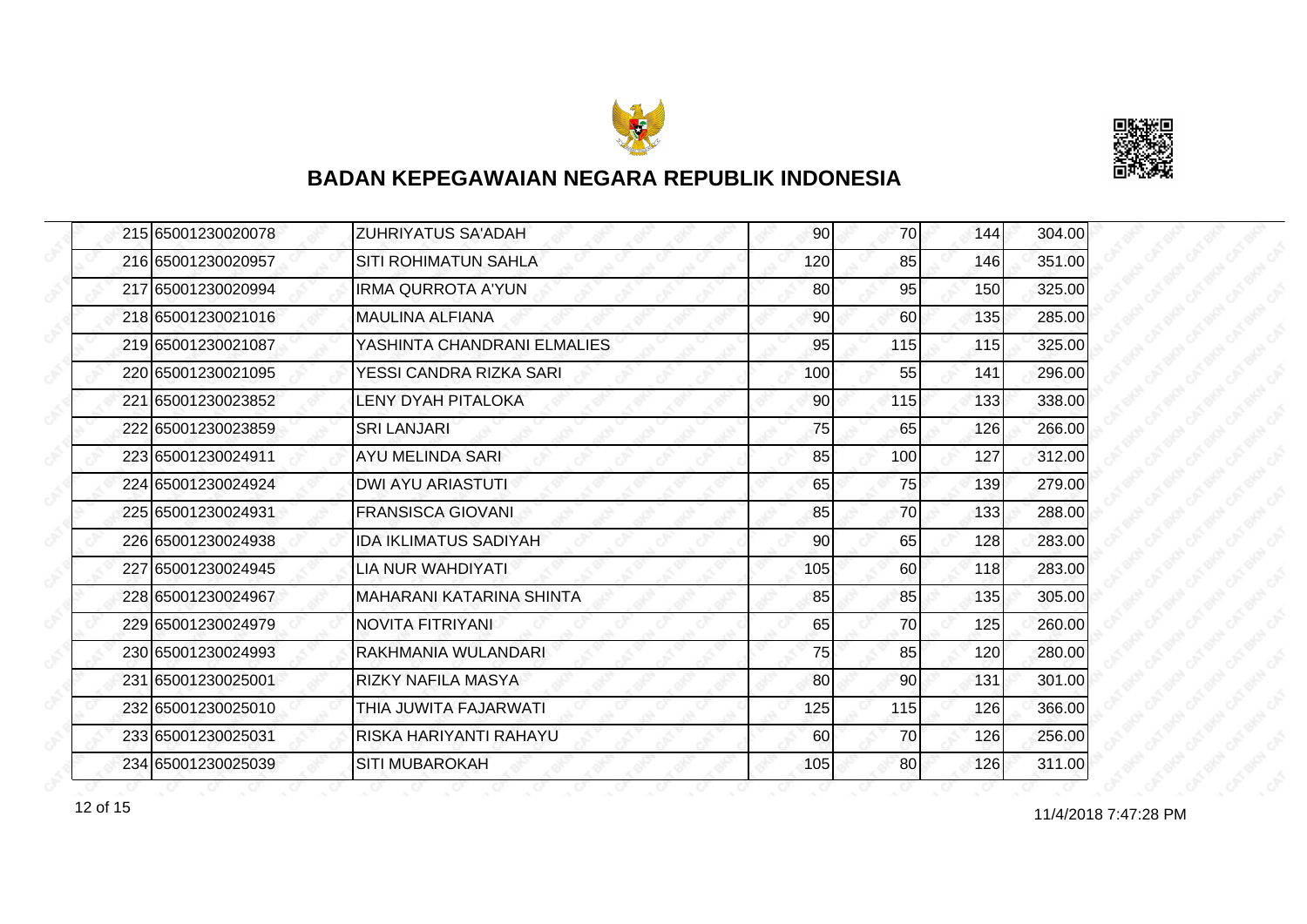# BADAN KEPEGAWAIAN NEGARA REPUBLIK INDONESIA

| | | | | | | |
|---|---|---|---|---|---|---|
| 215 | 65001230020078 | ZUHRIYATUS SA'ADAH | 90 | 70 | 144 | 304.00 |
| 216 | 65001230020957 | SITI ROHIMATUN SAHLA | 120 | 85 | 146 | 351.00 |
| 217 | 65001230020994 | IRMA QURROTA A'YUN | 80 | 95 | 150 | 325.00 |
| 218 | 65001230021016 | MAULINA ALFIANA | 90 | 60 | 135 | 285.00 |
| 219 | 65001230021087 | YASHINTA CHANDRANI ELMALIES | 95 | 115 | 115 | 325.00 |
| 220 | 65001230021095 | YESSI CANDRA RIZKA SARI | 100 | 55 | 141 | 296.00 |
| 221 | 65001230023852 | LENY DYAH PITALOKA | 90 | 115 | 133 | 338.00 |
| 222 | 65001230023859 | SRI LANJARI | 75 | 65 | 126 | 266.00 |
| 223 | 65001230024911 | AYU MELINDA SARI | 85 | 100 | 127 | 312.00 |
| 224 | 65001230024924 | DWI AYU ARIASTUTI | 65 | 75 | 139 | 279.00 |
| 225 | 65001230024931 | FRANSISCA GIOVANI | 85 | 70 | 133 | 288.00 |
| 226 | 65001230024938 | IDA IKLIMATUS SADIYAH | 90 | 65 | 128 | 283.00 |
| 227 | 65001230024945 | LIA NUR WAHDIYATI | 105 | 60 | 118 | 283.00 |
| 228 | 65001230024967 | MAHARANI KATARINA SHINTA | 85 | 85 | 135 | 305.00 |
| 229 | 65001230024979 | NOVITA FITRIYANI | 65 | 70 | 125 | 260.00 |
| 230 | 65001230024993 | RAKHMANIA WULANDARI | 75 | 85 | 120 | 280.00 |
| 231 | 65001230025001 | RIZKY NAFILA MASYA | 80 | 90 | 131 | 301.00 |
| 232 | 65001230025010 | THIA JUWITA FAJARWATI | 125 | 115 | 126 | 366.00 |
| 233 | 65001230025031 | RISKA HARIYANTI RAHAYU | 60 | 70 | 126 | 256.00 |
| 234 | 65001230025039 | SITI MUBAROKAH | 105 | 80 | 126 | 311.00 |

11/4/2018 7:47:28 PM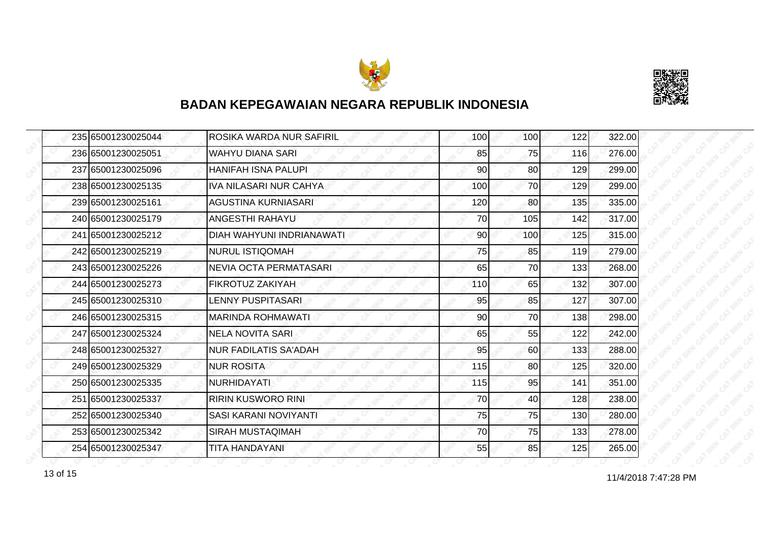## BADAN KEPEGAWAIAN NEGARA REPUBLIK INDONESIA

| | | | | | | |
|---|---|---|---|---|---|---|
| 235 | 65001230025044 | ROSIKA WARDA NUR SAFIRIL | 100 | 100 | 122 | 322.00 |
| 236 | 65001230025051 | WAHYU DIANA SARI | 85 | 75 | 116 | 276.00 |
| 237 | 65001230025096 | HANIFAH ISNA PALUPI | 90 | 80 | 129 | 299.00 |
| 238 | 65001230025135 | IVA NILASARI NUR CAHYA | 100 | 70 | 129 | 299.00 |
| 239 | 65001230025161 | AGUSTINA KURNIASARI | 120 | 80 | 135 | 335.00 |
| 240 | 65001230025179 | ANGESTHI RAHAYU | 70 | 105 | 142 | 317.00 |
| 241 | 65001230025212 | DIAH WAHYUNI INDRIANAWATI | 90 | 100 | 125 | 315.00 |
| 242 | 65001230025219 | NURUL ISTIQOMAH | 75 | 85 | 119 | 279.00 |
| 243 | 65001230025226 | NEVIA OCTA PERMATASARI | 65 | 70 | 133 | 268.00 |
| 244 | 65001230025273 | FIKROTUZ ZAKIYAH | 110 | 65 | 132 | 307.00 |
| 245 | 65001230025310 | LENNY PUSPITASARI | 95 | 85 | 127 | 307.00 |
| 246 | 65001230025315 | MARINDA ROHMAWATI | 90 | 70 | 138 | 298.00 |
| 247 | 65001230025324 | NELA NOVITA SARI | 65 | 55 | 122 | 242.00 |
| 248 | 65001230025327 | NUR FADILATIS SA'ADAH | 95 | 60 | 133 | 288.00 |
| 249 | 65001230025329 | NUR ROSITA | 115 | 80 | 125 | 320.00 |
| 250 | 65001230025335 | NURHIDAYATI | 115 | 95 | 141 | 351.00 |
| 251 | 65001230025337 | RIRIN KUSWORO RINI | 70 | 40 | 128 | 238.00 |
| 252 | 65001230025340 | SASI KARANI NOVIYANTI | 75 | 75 | 130 | 280.00 |
| 253 | 65001230025342 | SIRAH MUSTAQIMAH | 70 | 75 | 133 | 278.00 |
| 254 | 65001230025347 | TITA HANDAYANI | 55 | 85 | 125 | 265.00 |

11/4/2018 7:47:28 PM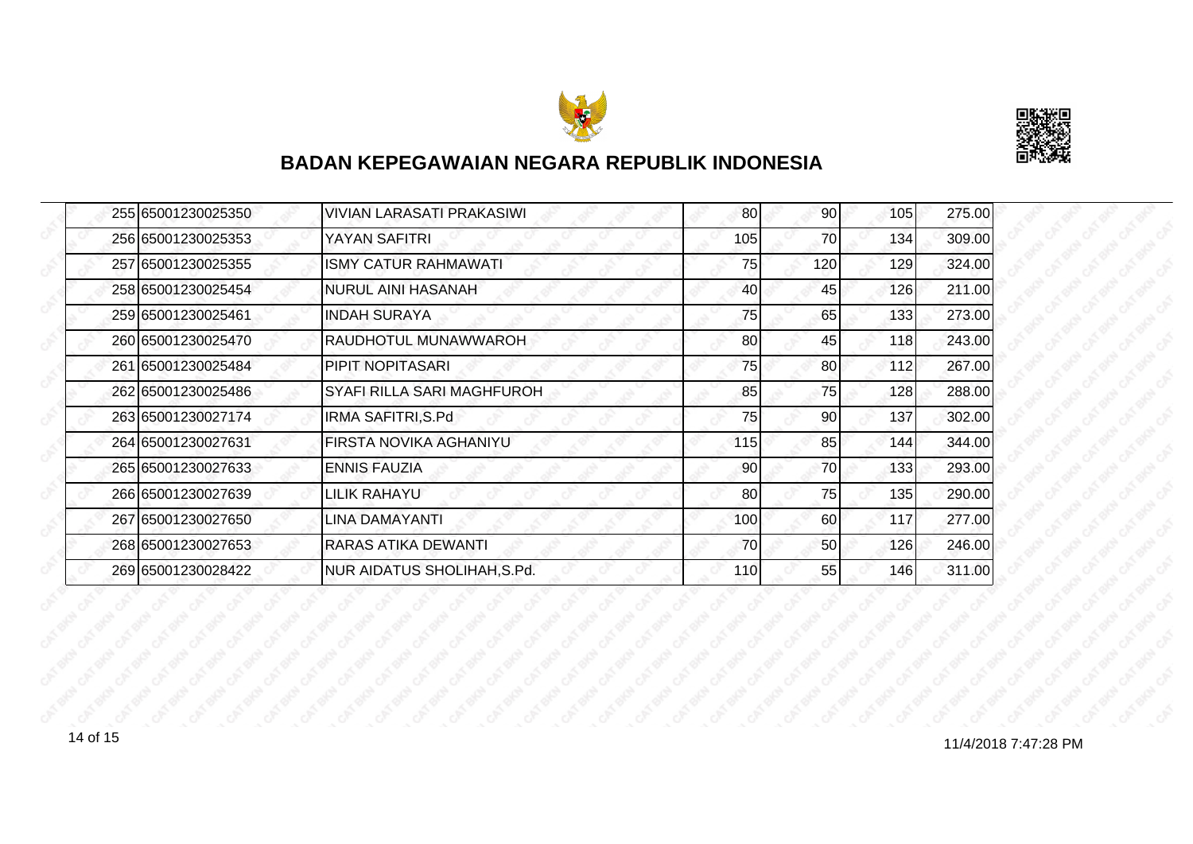## BADAN KEPEGAWAIAN NEGARA REPUBLIK INDONESIA

| | | | | | | |
|---|---|---|---|---|---|---|
| 255 | 65001230025350 | VIVIAN LARASATI PRAKASIWI | 80 | 90 | 105 | 275.00 |
| 256 | 65001230025353 | YAYAN SAFITRI | 105 | 70 | 134 | 309.00 |
| 257 | 65001230025355 | ISMY CATUR RAHMAWATI | 75 | 120 | 129 | 324.00 |
| 258 | 65001230025454 | NURUL AINI HASANAH | 40 | 45 | 126 | 211.00 |
| 259 | 65001230025461 | INDAH SURAYA | 75 | 65 | 133 | 273.00 |
| 260 | 65001230025470 | RAUDHOTUL MUNAWWAROH | 80 | 45 | 118 | 243.00 |
| 261 | 65001230025484 | PIPIT NOPITASARI | 75 | 80 | 112 | 267.00 |
| 262 | 65001230025486 | SYAFI RILLA SARI MAGHFUROH | 85 | 75 | 128 | 288.00 |
| 263 | 65001230027174 | IRMA SAFITRI,S.Pd | 75 | 90 | 137 | 302.00 |
| 264 | 65001230027631 | FIRSTA NOVIKA AGHANIYU | 115 | 85 | 144 | 344.00 |
| 265 | 65001230027633 | ENNIS FAUZIA | 90 | 70 | 133 | 293.00 |
| 266 | 65001230027639 | LILIK RAHAYU | 80 | 75 | 135 | 290.00 |
| 267 | 65001230027650 | LINA DAMAYANTI | 100 | 60 | 117 | 277.00 |
| 268 | 65001230027653 | RARAS ATIKA DEWANTI | 70 | 50 | 126 | 246.00 |
| 269 | 65001230028422 | NUR AIDATUS SHOLIHAH,S.Pd. | 110 | 55 | 146 | 311.00 |

11/4/2018 7:47:28 PM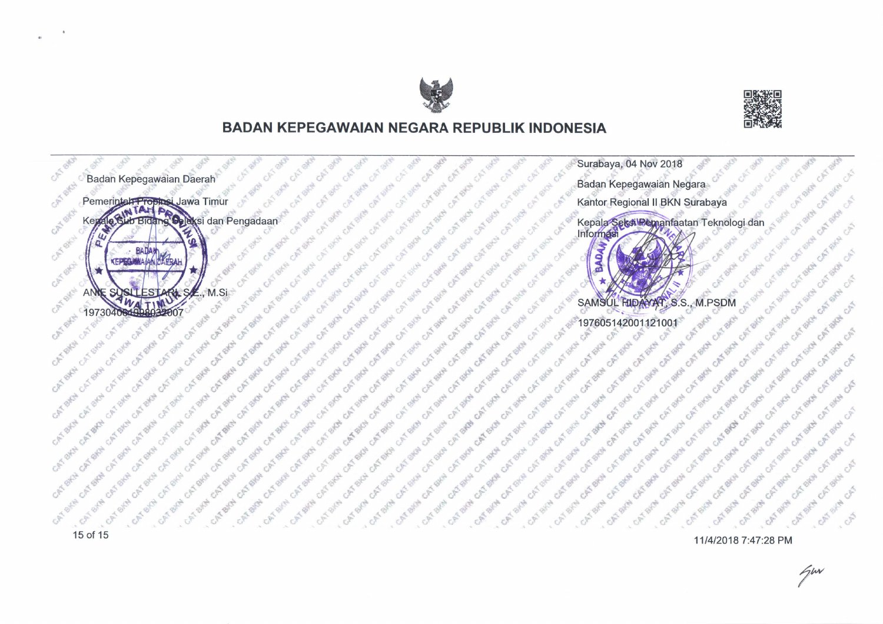# BADAN KEPEGAWAIAN NEGARA REPUBLIK INDONESIA

Badan Kepegawaian Daerah

Pemerintah Propinsi Jawa Timur

Kepala Sub Bidang Seleksi dan Pengadaan

ANIE SUSI LESTARI, S.E., M.Si

197304061998032007

Surabaya, 04 Nov 2018

Badan Kepegawaian Negara

Kantor Regional II BKN Surabaya

Kepala Seksi Pemanfaatan Teknologi dan Informasi

SAMSUL HIDAYAT, S.S., M.PSDM

197605142001121001

11/4/2018 7:47:28 PM